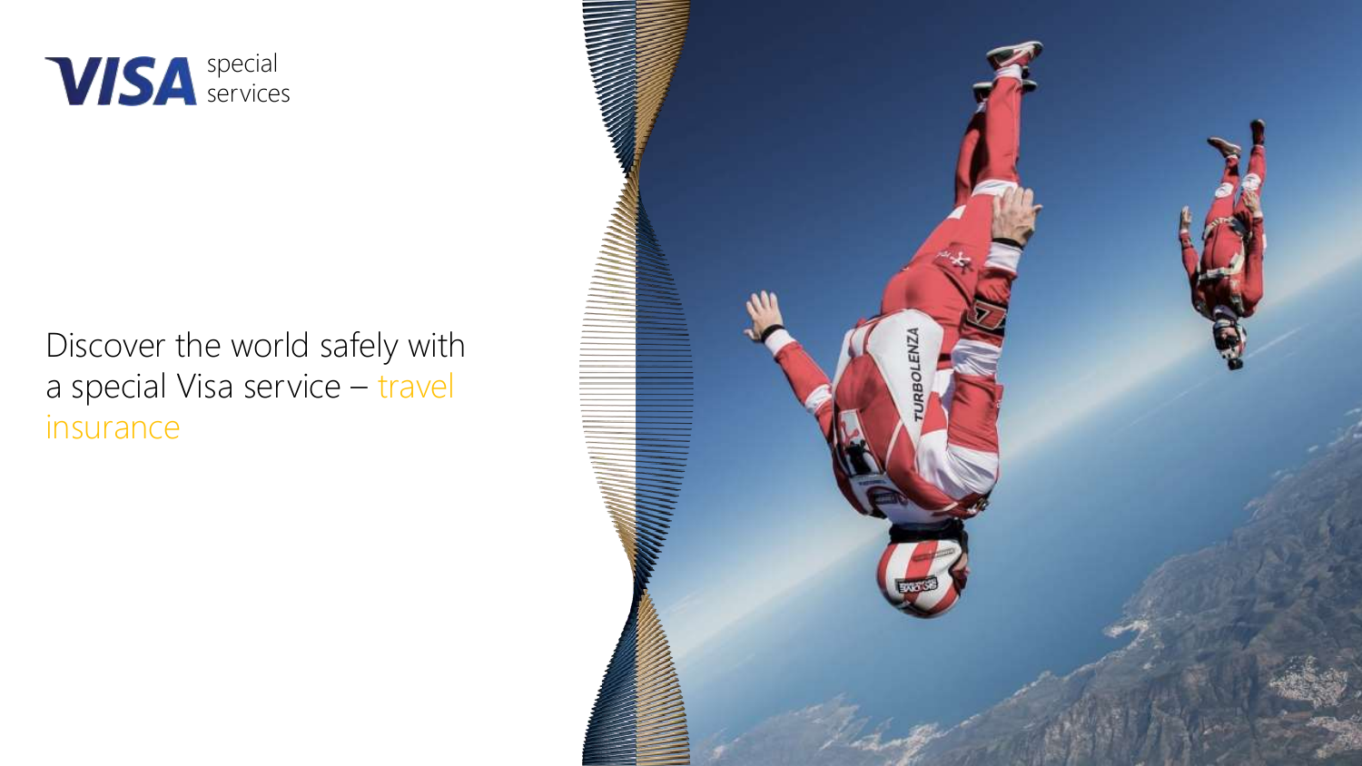VISA special services

# Discover the world safely with a special Visa service – travel insurance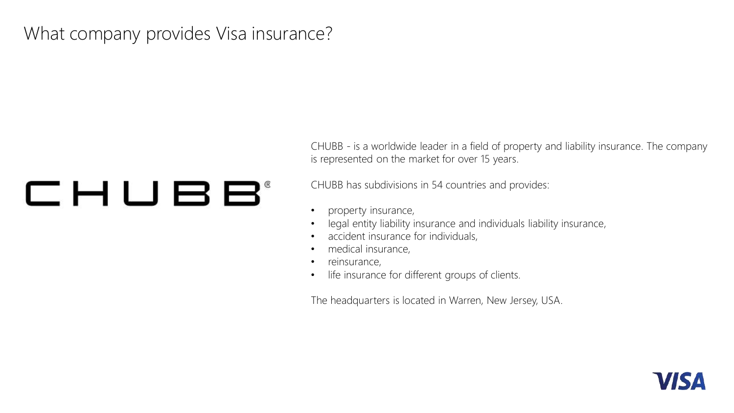# What company provides Visa insurance?

CHUBB

CHUBB - is a worldwide leader in a field of property and liability insurance. The company is represented on the market for over 15 years.

CHUBB has subdivisions in 54 countries and provides:

- property insurance,
- legal entity liability insurance and individuals liability insurance,
- accident insurance for individuals,
- medical insurance,
- reinsurance,
- life insurance for different groups of clients.

The headquarters is located in Warren, New Jersey, USA.

VISA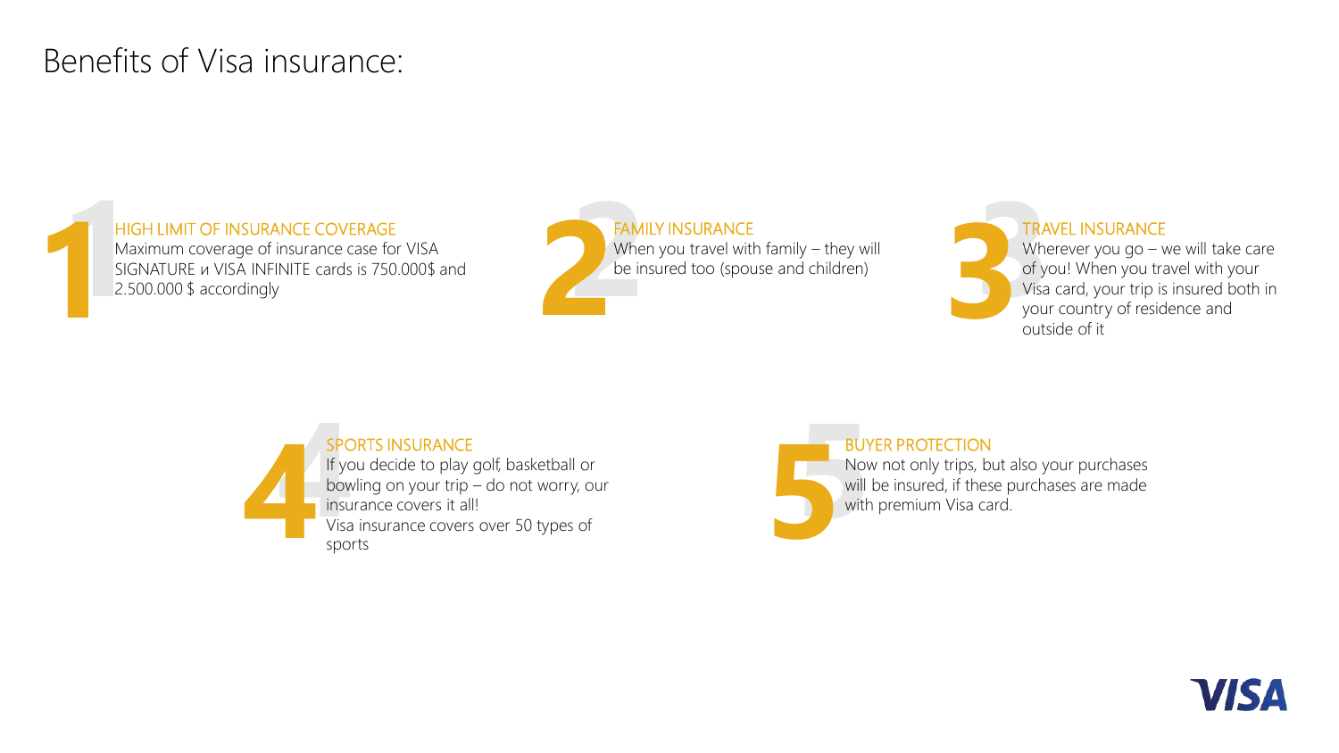# Benefits of Visa insurance:

**1**

**HIGH LIMIT OF INSURANCE COVERAGE**

Maximum coverage of insurance case for VISA SIGNATURE и VISA INFINITE cards is 750.000$ and 2.500.000 $ accordingly

**2**

**FAMILY INSURANCE**

When you travel with family – they will be insured too (spouse and children)

**3**

**TRAVEL INSURANCE**

Wherever you go – we will take care of you! When you travel with your Visa card, your trip is insured both in your country of residence and outside of it

**4**

**SPORTS INSURANCE**

If you decide to play golf, basketball or bowling on your trip – do not worry, our insurance covers it all!

Visa insurance covers over 50 types of sports

**5**

**BUYER PROTECTION**

Now not only trips, but also your purchases will be insured, if these purchases are made with premium Visa card.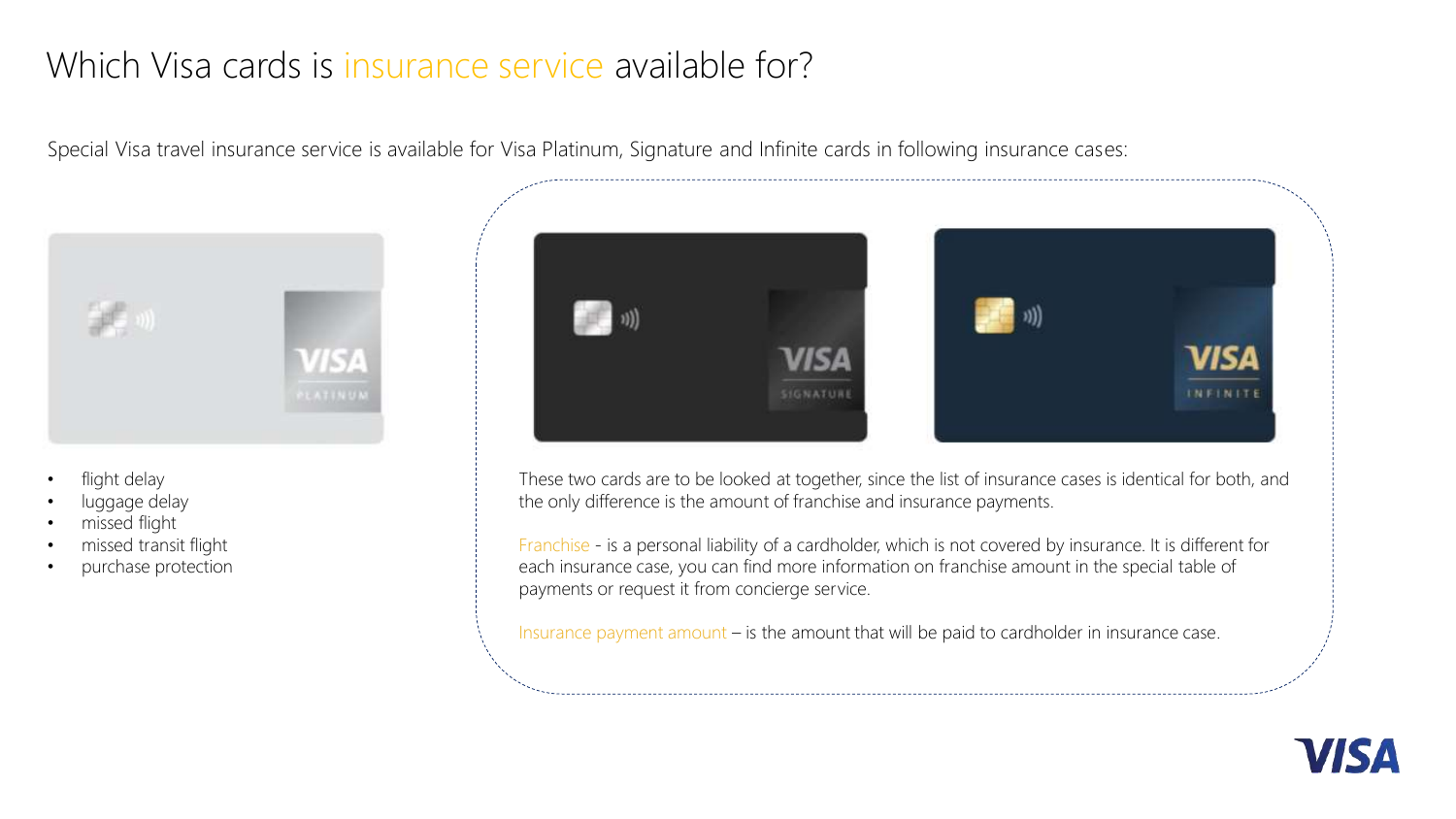# Which Visa cards is insurance service available for?

Special Visa travel insurance service is available for Visa Platinum, Signature and Infinite cards in following insurance cases:

- flight delay
- luggage delay
- missed flight
- missed transit flight
- purchase protection

These two cards are to be looked at together, since the list of insurance cases is identical for both, and the only difference is the amount of franchise and insurance payments.

Franchise - is a personal liability of a cardholder, which is not covered by insurance. It is different for each insurance case, you can find more information on franchise amount in the special table of payments or request it from concierge service.

Insurance payment amount – is the amount that will be paid to cardholder in insurance case.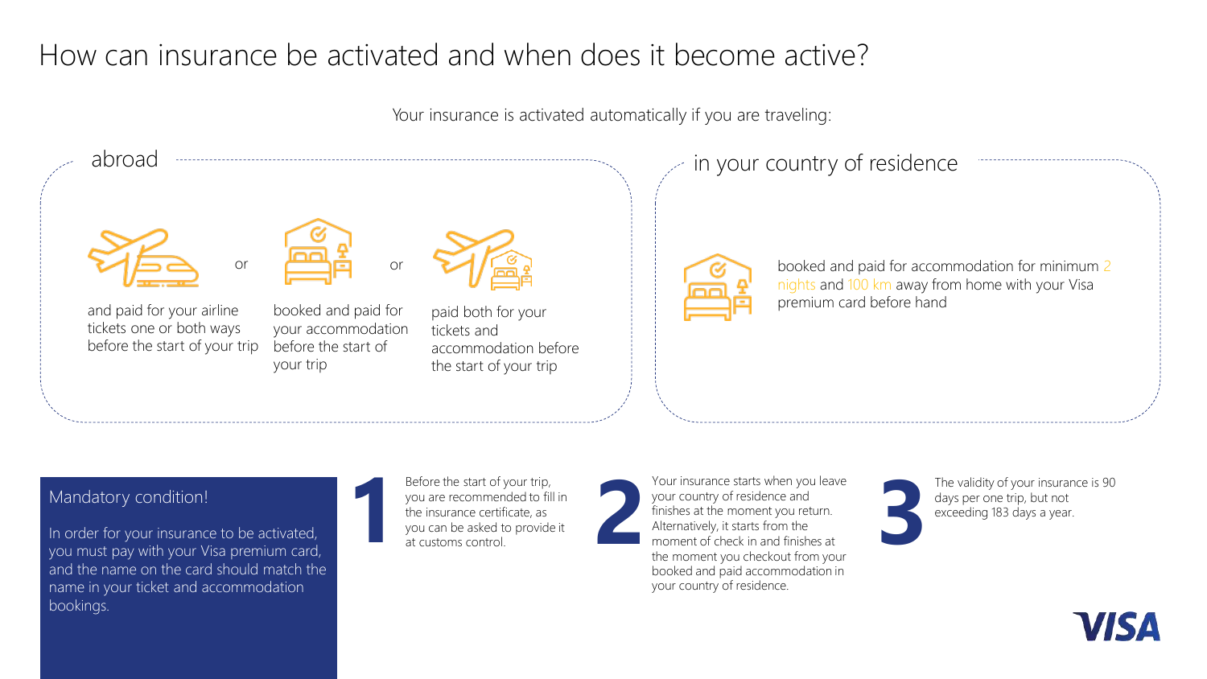# How can insurance be activated and when does it become active?

Your insurance is activated automatically if you are traveling:

## abroad

- and paid for your airline tickets one or both ways before the start of your trip

or

- booked and paid for your accommodation before the start of your trip

or

- paid both for your tickets and accommodation before the start of your trip

## in your country of residence

- booked and paid for accommodation for minimum 2 nights and 100 km away from home with your Visa premium card before hand

### Mandatory condition!

In order for your insurance to be activated, you must pay with your Visa premium card, and the name on the card should match the name in your ticket and accommodation bookings.

**1** Before the start of your trip, you are recommended to fill in the insurance certificate, as you can be asked to provide it at customs control.

**2** Your insurance starts when you leave your country of residence and finishes at the moment you return. Alternatively, it starts from the moment of check in and finishes at the moment you checkout from your booked and paid accommodation in your country of residence.

**3** The validity of your insurance is 90 days per one trip, but not exceeding 183 days a year.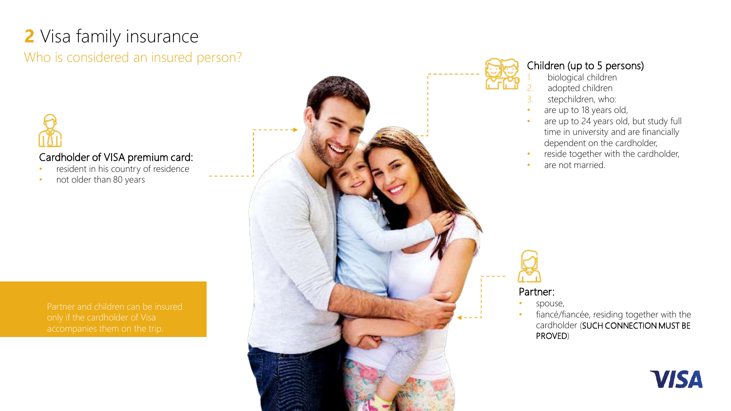# 2 Visa family insurance

## Who is considered an insured person?

### Cardholder of VISA premium card:

- resident in his country of residence
- not older than 80 years

Partner and children can be insured only if the cardholder of Visa accompanies them on the trip.

### Children (up to 5 persons)

1. biological children
2. adopted children
3. stepchildren, who:

- are up to 18 years old,
- are up to 24 years old, but study full time in university and are financially dependent on the cardholder,
- reside together with the cardholder,
- are not married.

### Partner:

- spouse,
- fiancé/fiancée, residing together with the cardholder (SUCH CONNECTION MUST BE PROVED)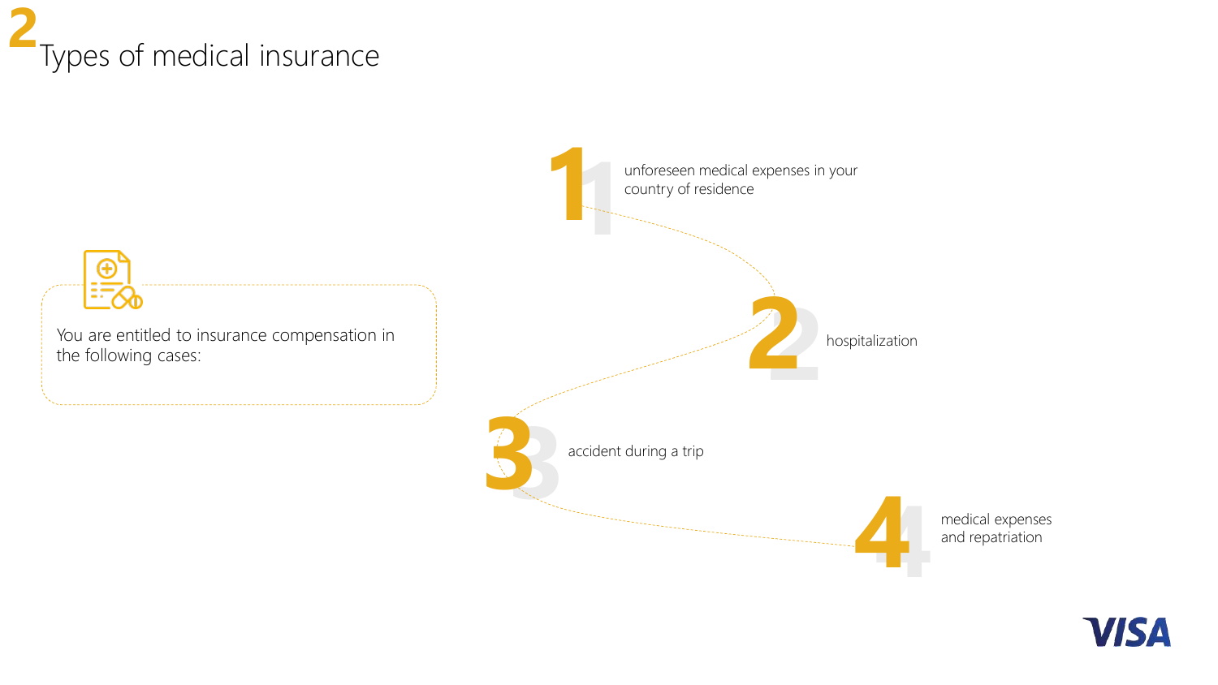# 2 Types of medical insurance

You are entitled to insurance compensation in the following cases:

1. unforeseen medical expenses in your country of residence
2. hospitalization
3. accident during a trip
4. medical expenses and repatriation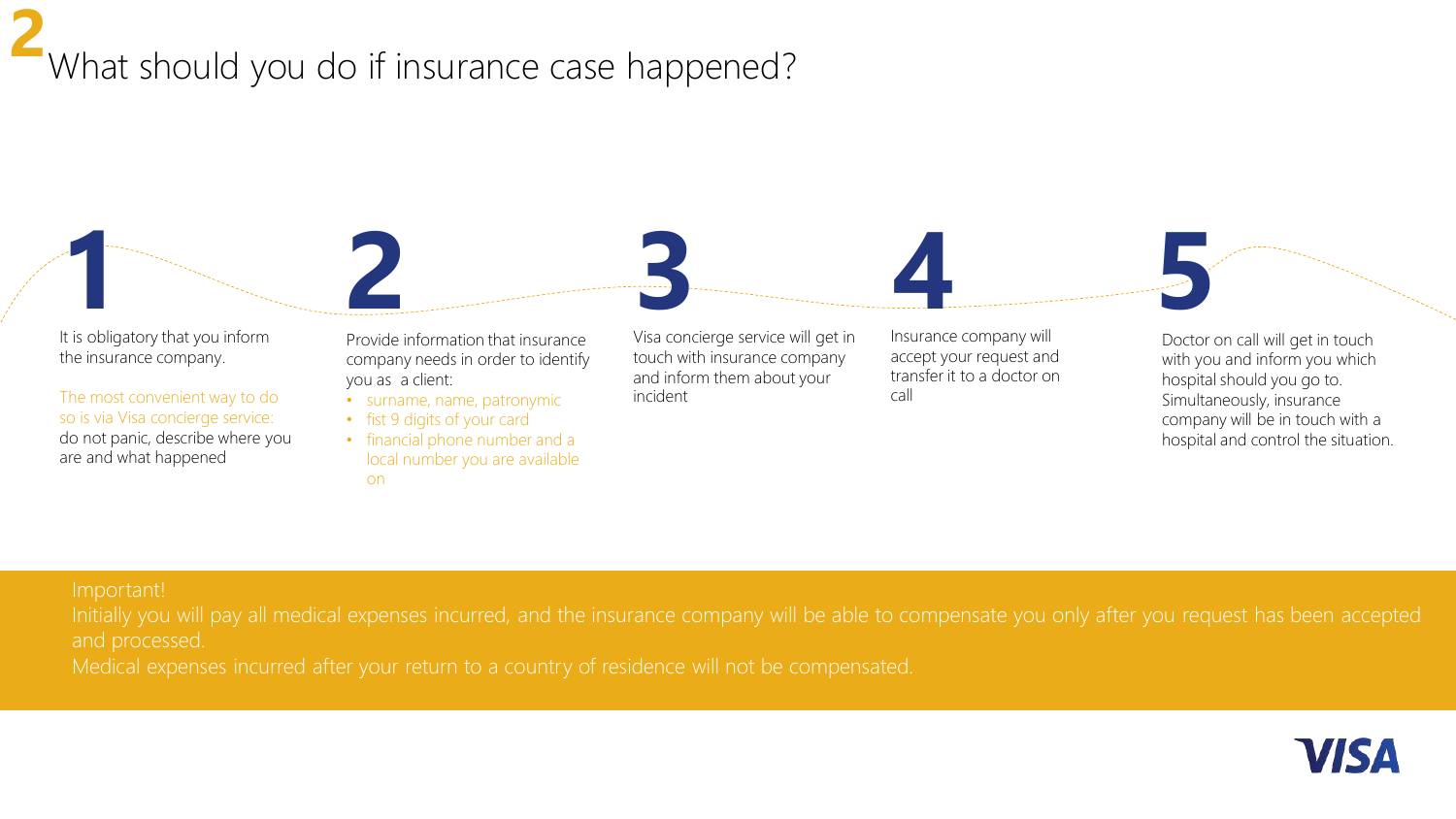## 2 What should you do if insurance case happened?

### 1

It is obligatory that you inform the insurance company.

The most convenient way to do so is via Visa concierge service: do not panic, describe where you are and what happened

### 2

Provide information that insurance company needs in order to identify you as a client:

- surname, name, patronymic
- fist 9 digits of your card
- financial phone number and a local number you are available on

### 3

Visa concierge service will get in touch with insurance company and inform them about your incident

### 4

Insurance company will accept your request and transfer it to a doctor on call

### 5

Doctor on call will get in touch with you and inform you which hospital should you go to. Simultaneously, insurance company will be in touch with a hospital and control the situation.

**Important!**

Initially you will pay all medical expenses incurred, and the insurance company will be able to compensate you only after you request has been accepted and processed.

Medical expenses incurred after your return to a country of residence will not be compensated.

VISA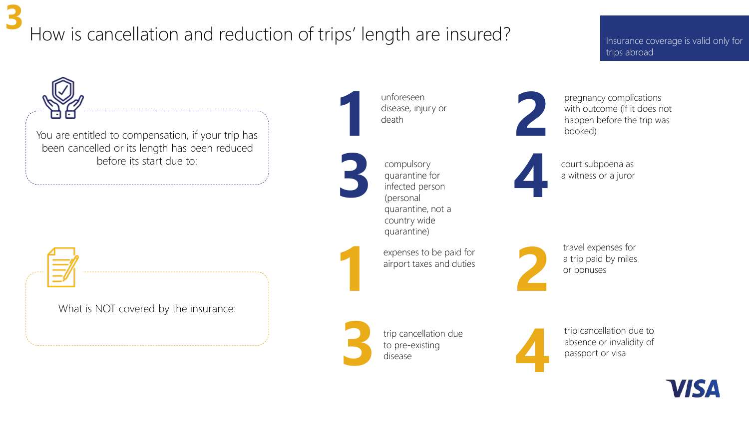# 3 How is cancellation and reduction of trips' length are insured?

Insurance coverage is valid only for trips abroad

You are entitled to compensation, if your trip has been cancelled or its length has been reduced before its start due to:

1. unforeseen disease, injury or death
2. pregnancy complications with outcome (if it does not happen before the trip was booked)
3. compulsory quarantine for infected person (personal quarantine, not a country wide quarantine)
4. court subpoena as a witness or a juror

What is NOT covered by the insurance:

1. expenses to be paid for airport taxes and duties
2. travel expenses for a trip paid by miles or bonuses
3. trip cancellation due to pre-existing disease
4. trip cancellation due to absence or invalidity of passport or visa

VISA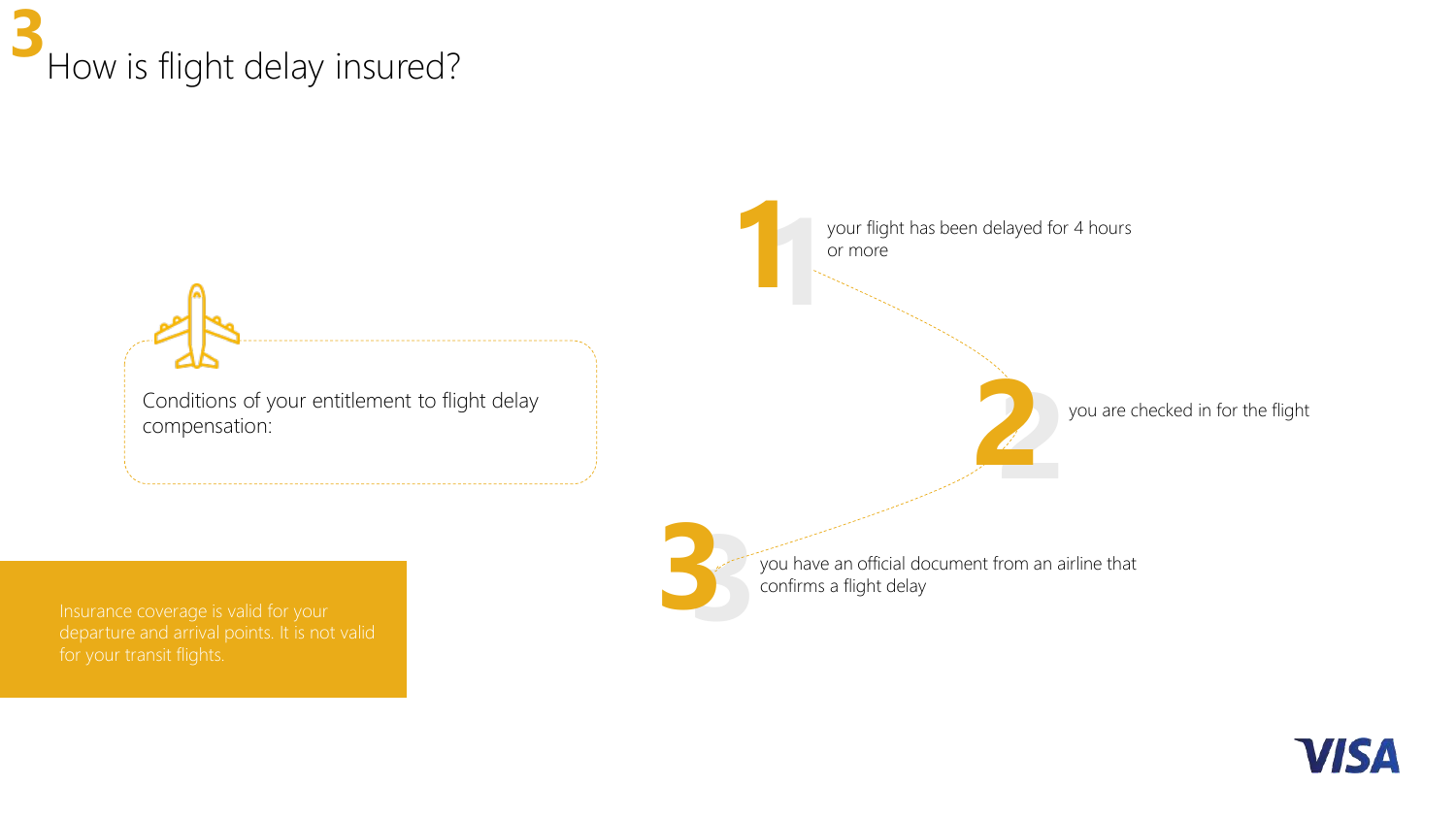# 3 How is flight delay insured?

Conditions of your entitlement to flight delay compensation:

1. your flight has been delayed for 4 hours or more
2. you are checked in for the flight
3. you have an official document from an airline that confirms a flight delay

Insurance coverage is valid for your departure and arrival points. It is not valid for your transit flights.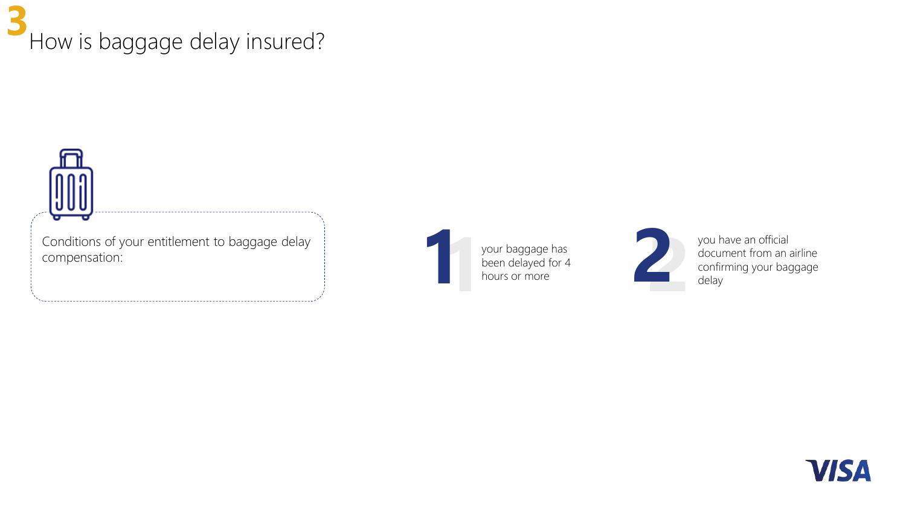# 3 How is baggage delay insured?

Conditions of your entitlement to baggage delay compensation:

1. your baggage has been delayed for 4 hours or more
2. you have an official document from an airline confirming your baggage delay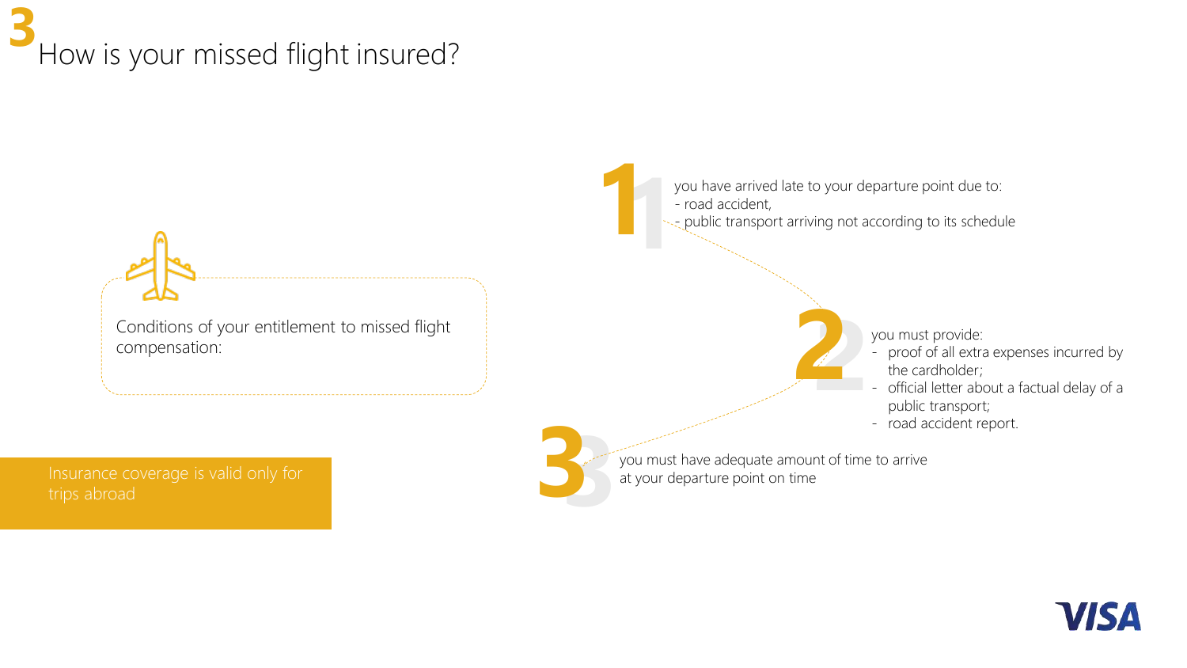# 3 How is your missed flight insured?

Conditions of your entitlement to missed flight compensation:

**1** you have arrived late to your departure point due to:
- road accident,
- public transport arriving not according to its schedule

**2** you must provide:
- proof of all extra expenses incurred by the cardholder;
- official letter about a factual delay of a public transport;
- road accident report.

**3** you must have adequate amount of time to arrive at your departure point on time

Insurance coverage is valid only for trips abroad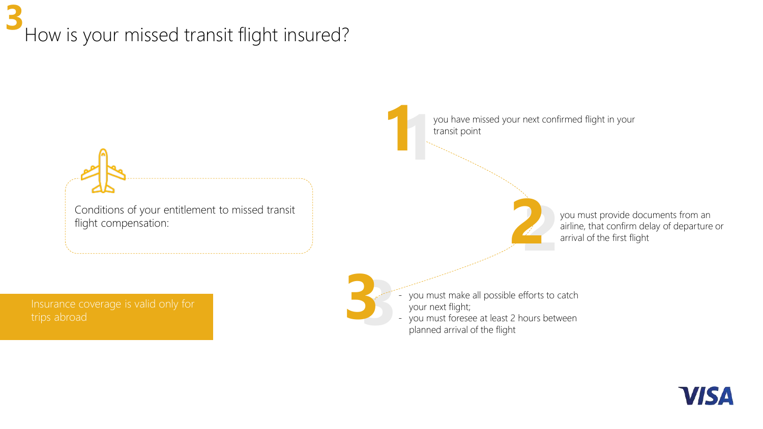# 3 How is your missed transit flight insured?

Conditions of your entitlement to missed transit flight compensation:

1. you have missed your next confirmed flight in your transit point
2. you must provide documents from an airline, that confirm delay of departure or arrival of the first flight
3. 
   - you must make all possible efforts to catch your next flight;
   - you must foresee at least 2 hours between planned arrival of the flight

Insurance coverage is valid only for trips abroad

VISA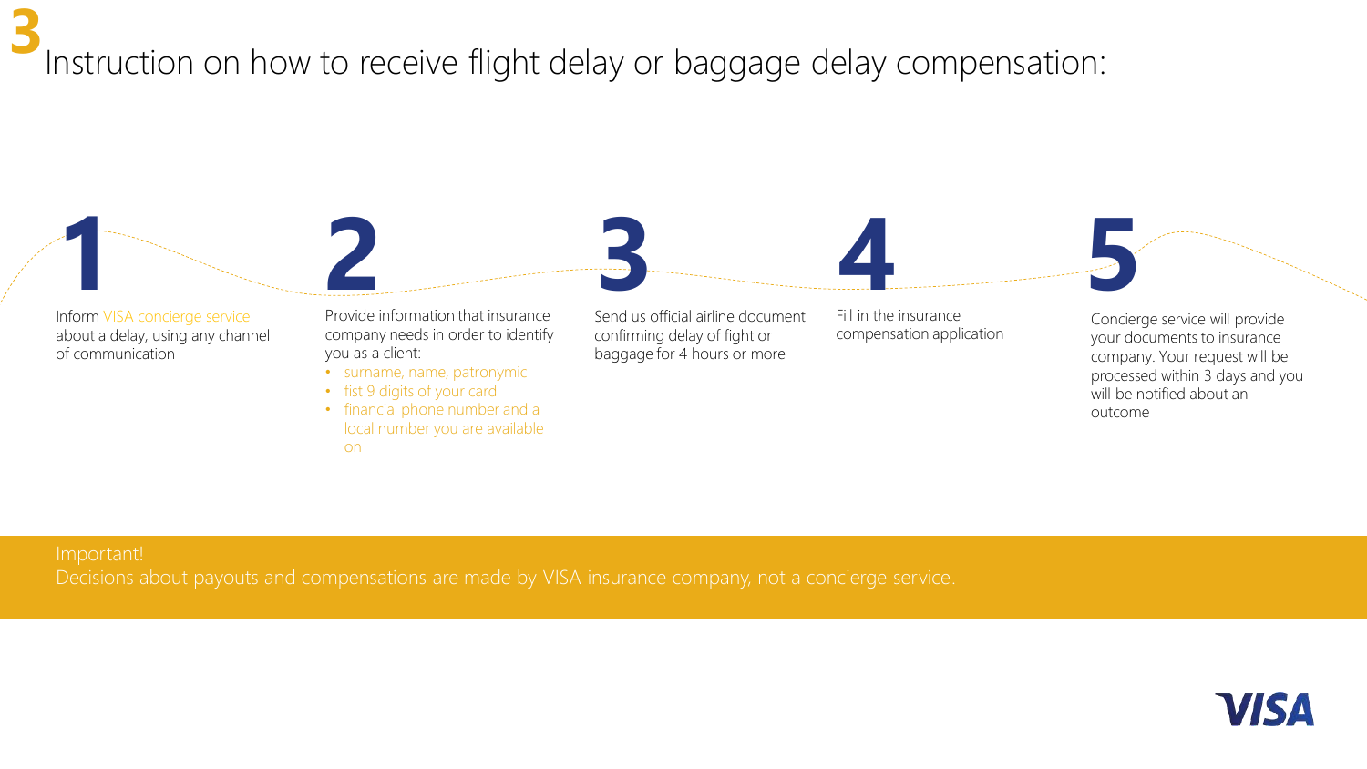# 3 Instruction on how to receive flight delay or baggage delay compensation:

**1**

Inform VISA concierge service about a delay, using any channel of communication

**2**

Provide information that insurance company needs in order to identify you as a client:

- surname, name, patronymic
- fist 9 digits of your card
- financial phone number and a local number you are available on

**3**

Send us official airline document confirming delay of fight or baggage for 4 hours or more

**4**

Fill in the insurance compensation application

**5**

Concierge service will provide your documents to insurance company. Your request will be processed within 3 days and you will be notified about an outcome

Important!
Decisions about payouts and compensations are made by VISA insurance company, not a concierge service.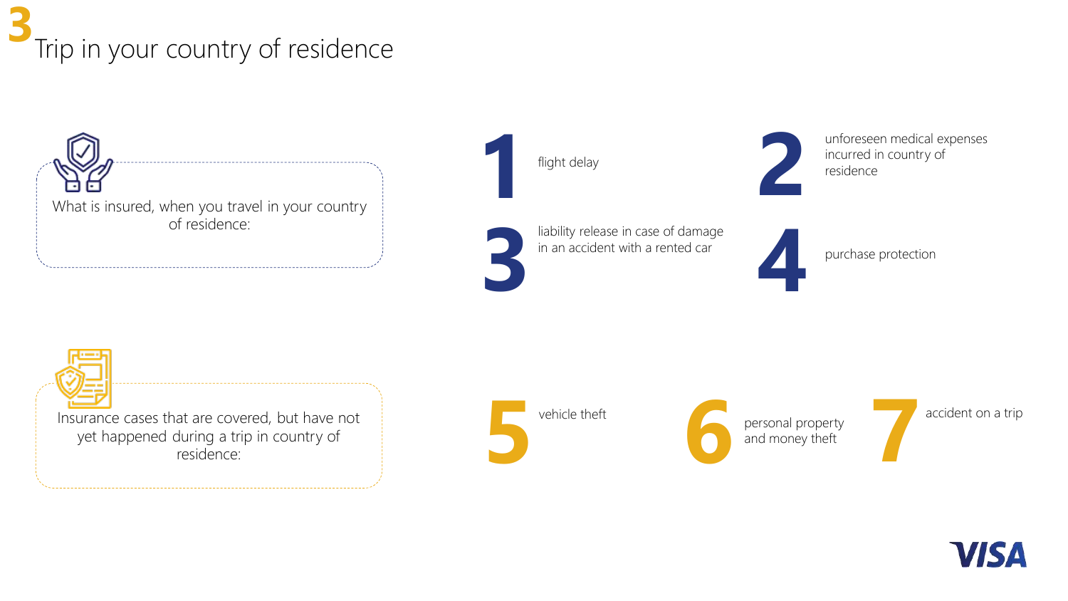# 3 Trip in your country of residence

What is insured, when you travel in your country of residence:

1. flight delay
2. unforeseen medical expenses incurred in country of residence
3. liability release in case of damage in an accident with a rented car
4. purchase protection

Insurance cases that are covered, but have not yet happened during a trip in country of residence:

5. vehicle theft
6. personal property and money theft
7. accident on a trip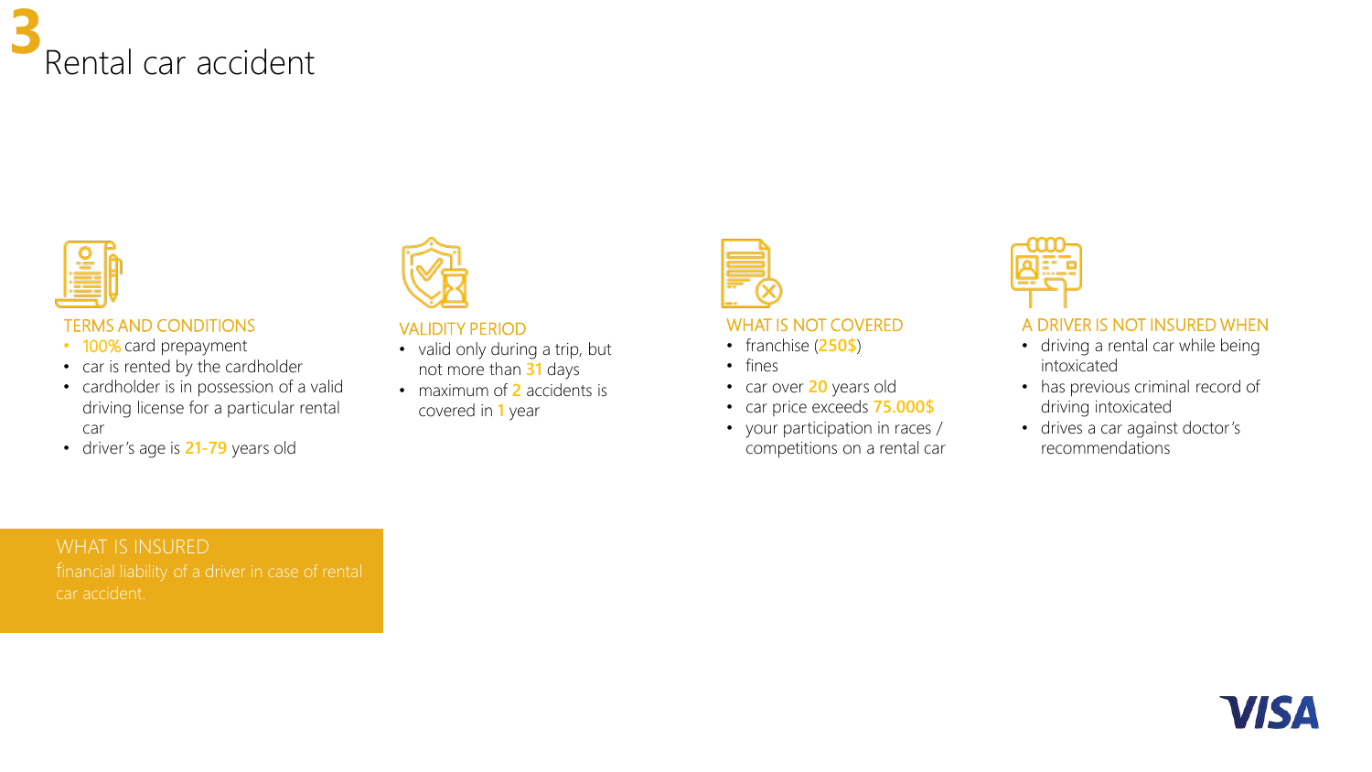# 3 Rental car accident

### TERMS AND CONDITIONS

- 100% card prepayment
- car is rented by the cardholder
- cardholder is in possession of a valid driving license for a particular rental car
- driver's age is 21-79 years old

### VALIDITY PERIOD

- valid only during a trip, but not more than 31 days
- maximum of 2 accidents is covered in 1 year

### WHAT IS NOT COVERED

- franchise (250$)
- fines
- car over 20 years old
- car price exceeds 75.000$
- your participation in races / competitions on a rental car

### A DRIVER IS NOT INSURED WHEN

- driving a rental car while being intoxicated
- has previous criminal record of driving intoxicated
- drives a car against doctor's recommendations

### WHAT IS INSURED

financial liability of a driver in case of rental car accident.

VISA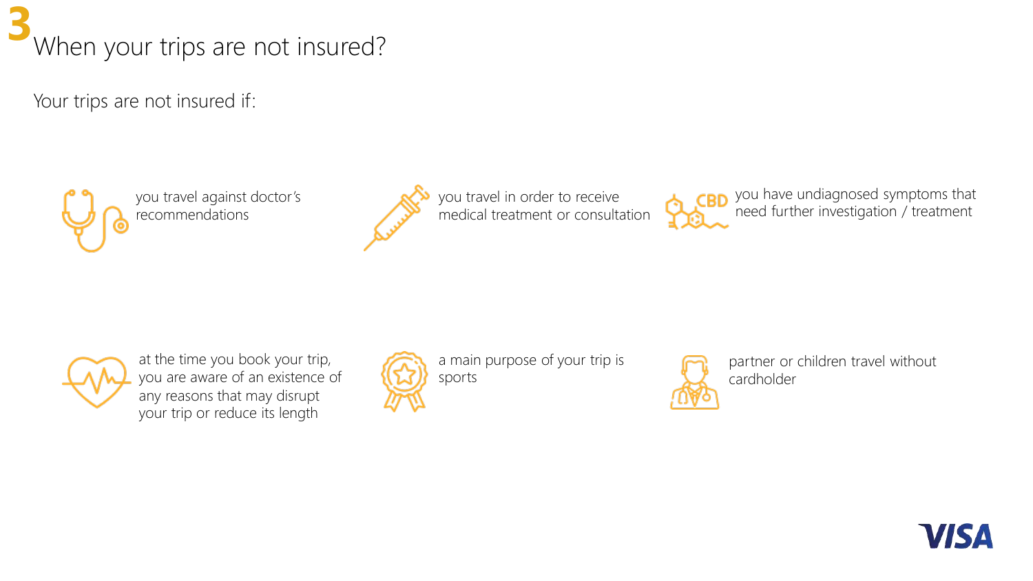# 3 When your trips are not insured?

Your trips are not insured if:

- you travel against doctor's recommendations
- you travel in order to receive medical treatment or consultation
- you have undiagnosed symptoms that need further investigation / treatment
- at the time you book your trip, you are aware of an existence of any reasons that may disrupt your trip or reduce its length
- a main purpose of your trip is sports
- partner or children travel without cardholder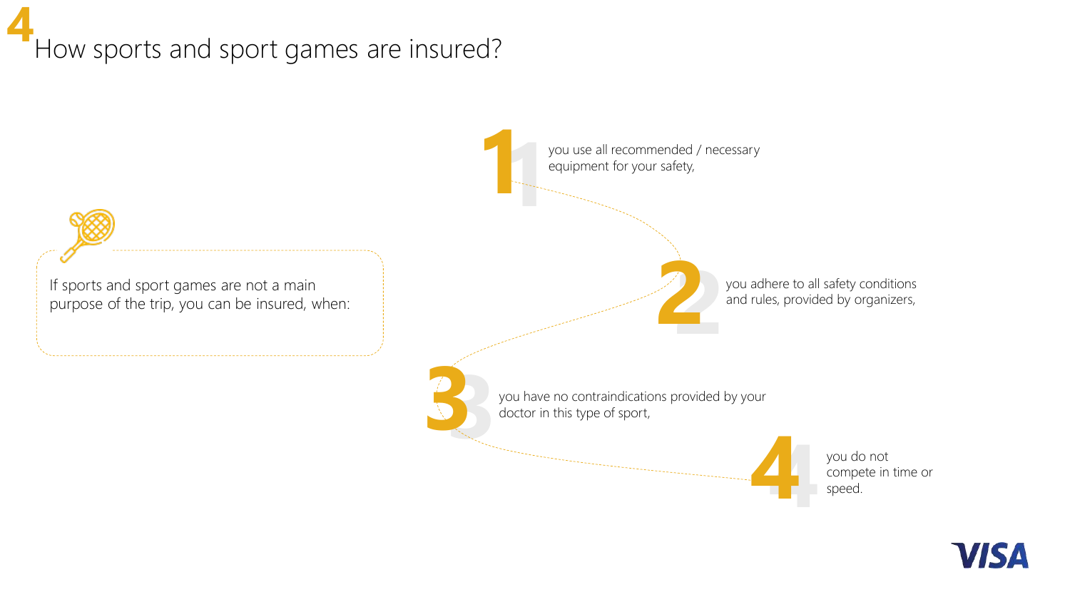# 4 How sports and sport games are insured?

If sports and sport games are not a main purpose of the trip, you can be insured, when:

1. you use all recommended / necessary equipment for your safety,
2. you adhere to all safety conditions and rules, provided by organizers,
3. you have no contraindications provided by your doctor in this type of sport,
4. you do not compete in time or speed.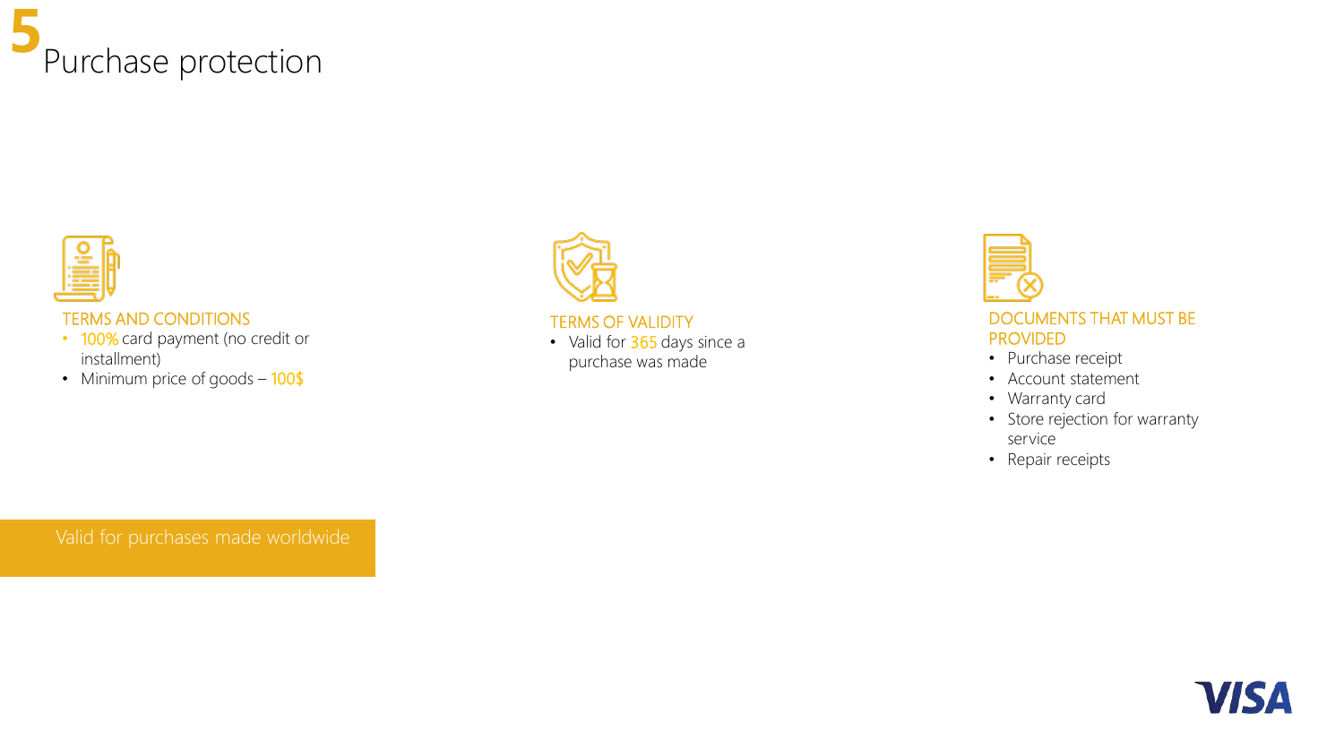# 5 Purchase protection

### TERMS AND CONDITIONS

- 100% card payment (no credit or installment)
- Minimum price of goods – 100$

### TERMS OF VALIDITY

- Valid for 365 days since a purchase was made

### DOCUMENTS THAT MUST BE PROVIDED

- Purchase receipt
- Account statement
- Warranty card
- Store rejection for warranty service
- Repair receipts

Valid for purchases made worldwide

VISA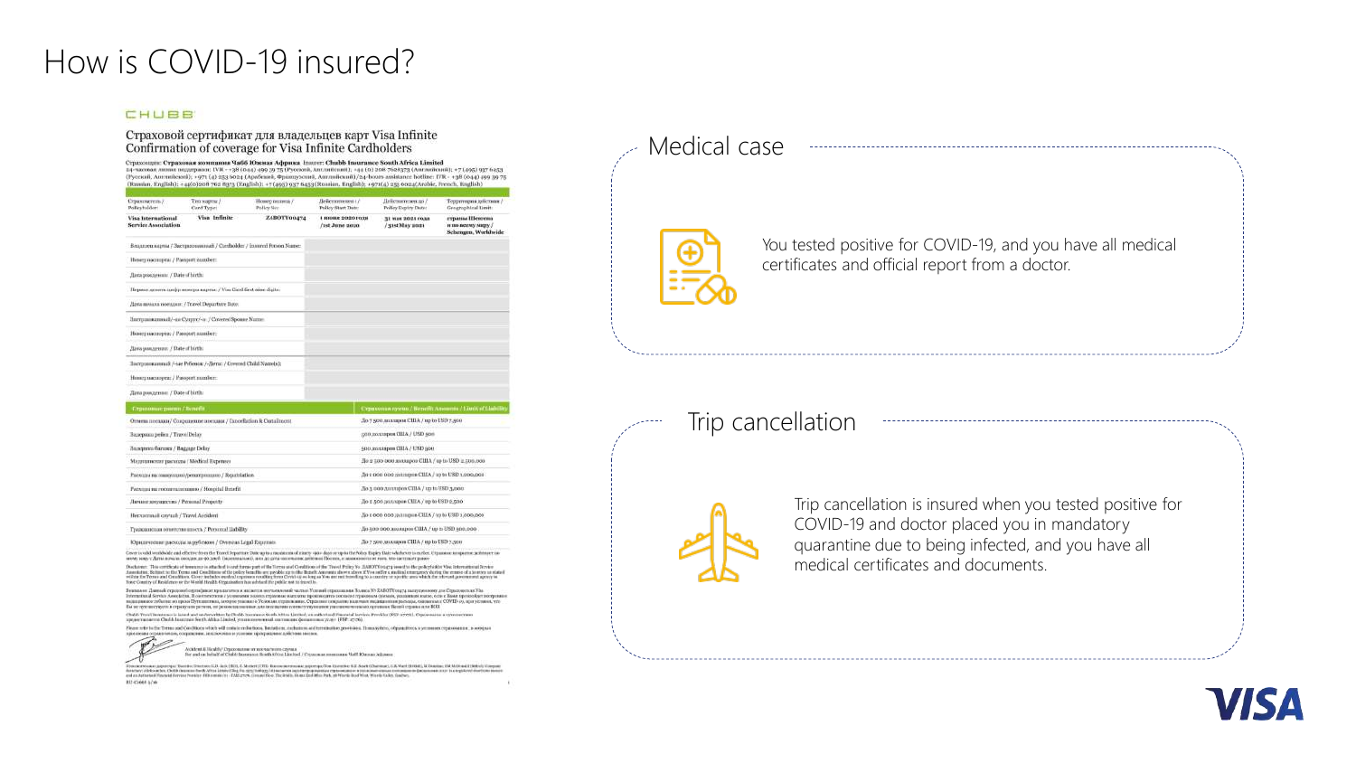# How is COVID-19 insured?

## Medical case

You tested positive for COVID-19, and you have all medical certificates and official report from a doctor.

## Trip cancellation

Trip cancellation is insured when you tested positive for COVID-19 and doctor placed you in mandatory quarantine due to being infected, and you have all medical certificates and documents.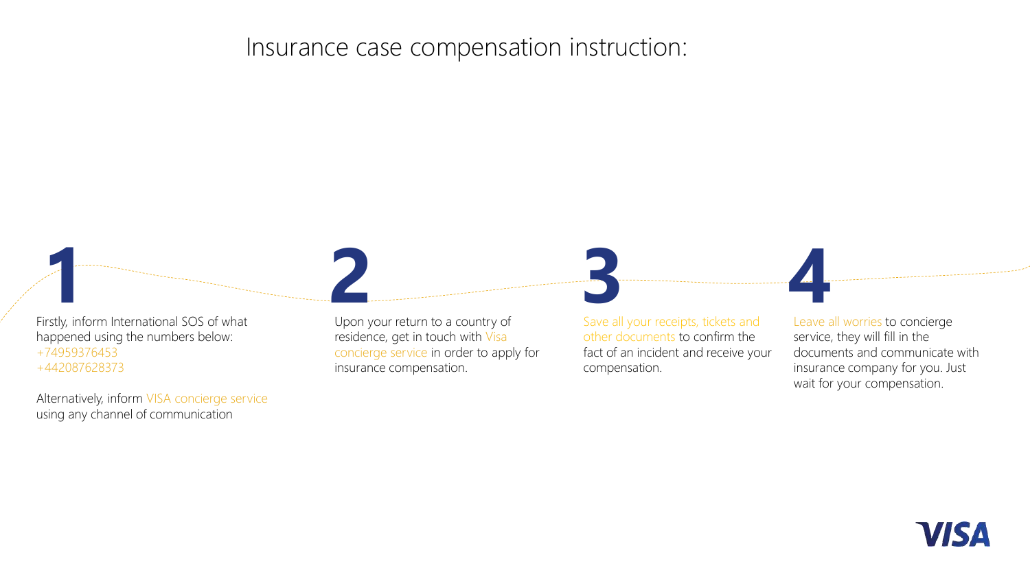# Insurance case compensation instruction:

**1**

Firstly, inform International SOS of what happened using the numbers below:
+74959376453
+442087628373

Alternatively, inform VISA concierge service using any channel of communication

**2**

Upon your return to a country of residence, get in touch with Visa concierge service in order to apply for insurance compensation.

**3**

Save all your receipts, tickets and other documents to confirm the fact of an incident and receive your compensation.

**4**

Leave all worries to concierge service, they will fill in the documents and communicate with insurance company for you. Just wait for your compensation.

VISA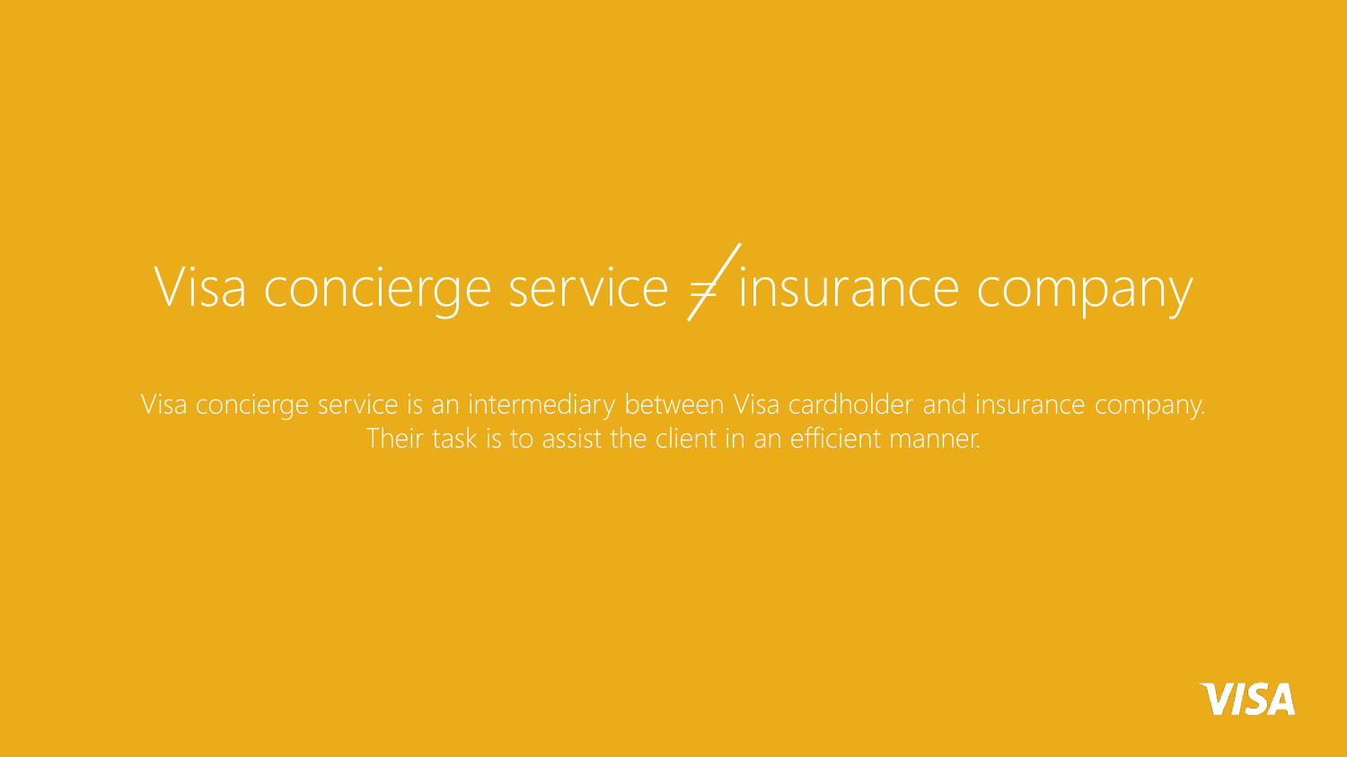# Visa concierge service ≠ insurance company

Visa concierge service is an intermediary between Visa cardholder and insurance company. Their task is to assist the client in an efficient manner.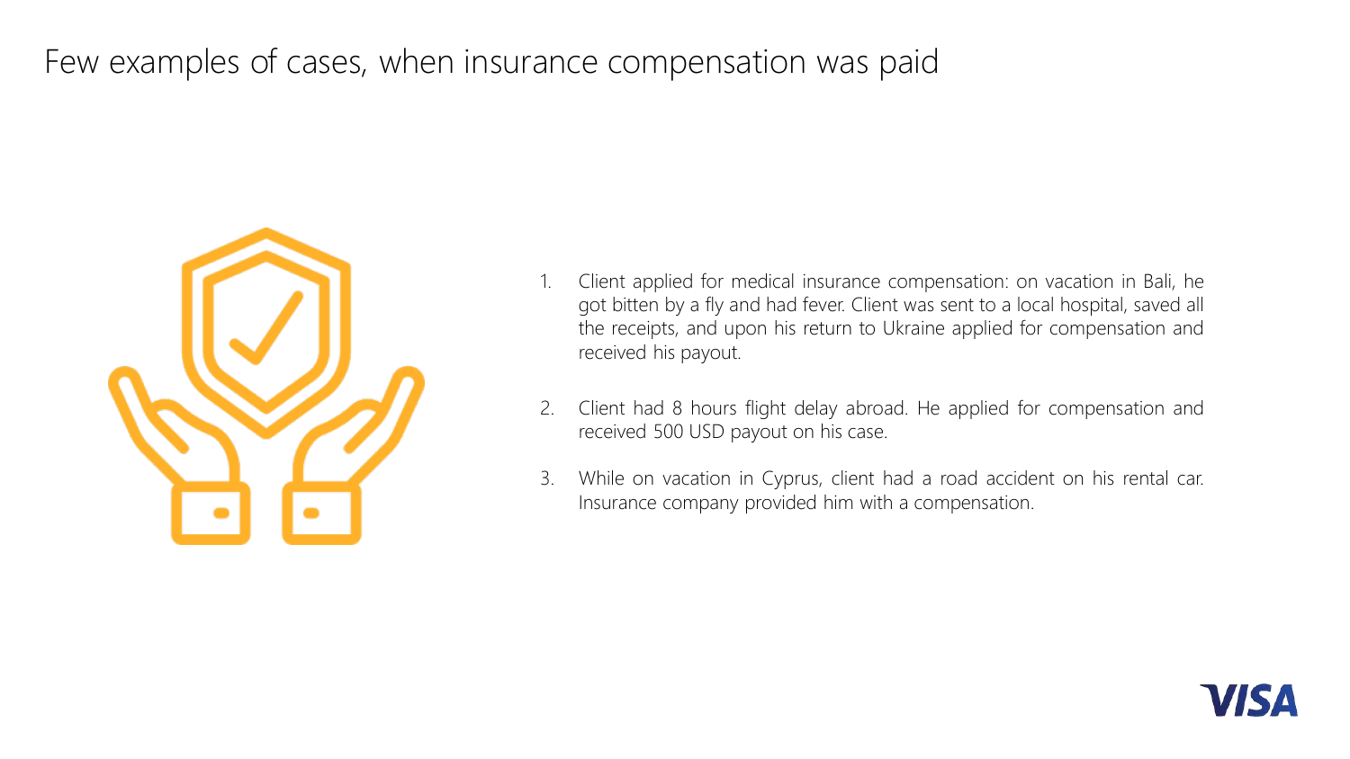# Few examples of cases, when insurance compensation was paid

1. Client applied for medical insurance compensation: on vacation in Bali, he got bitten by a fly and had fever. Client was sent to a local hospital, saved all the receipts, and upon his return to Ukraine applied for compensation and received his payout.

2. Client had 8 hours flight delay abroad. He applied for compensation and received 500 USD payout on his case.

3. While on vacation in Cyprus, client had a road accident on his rental car. Insurance company provided him with a compensation.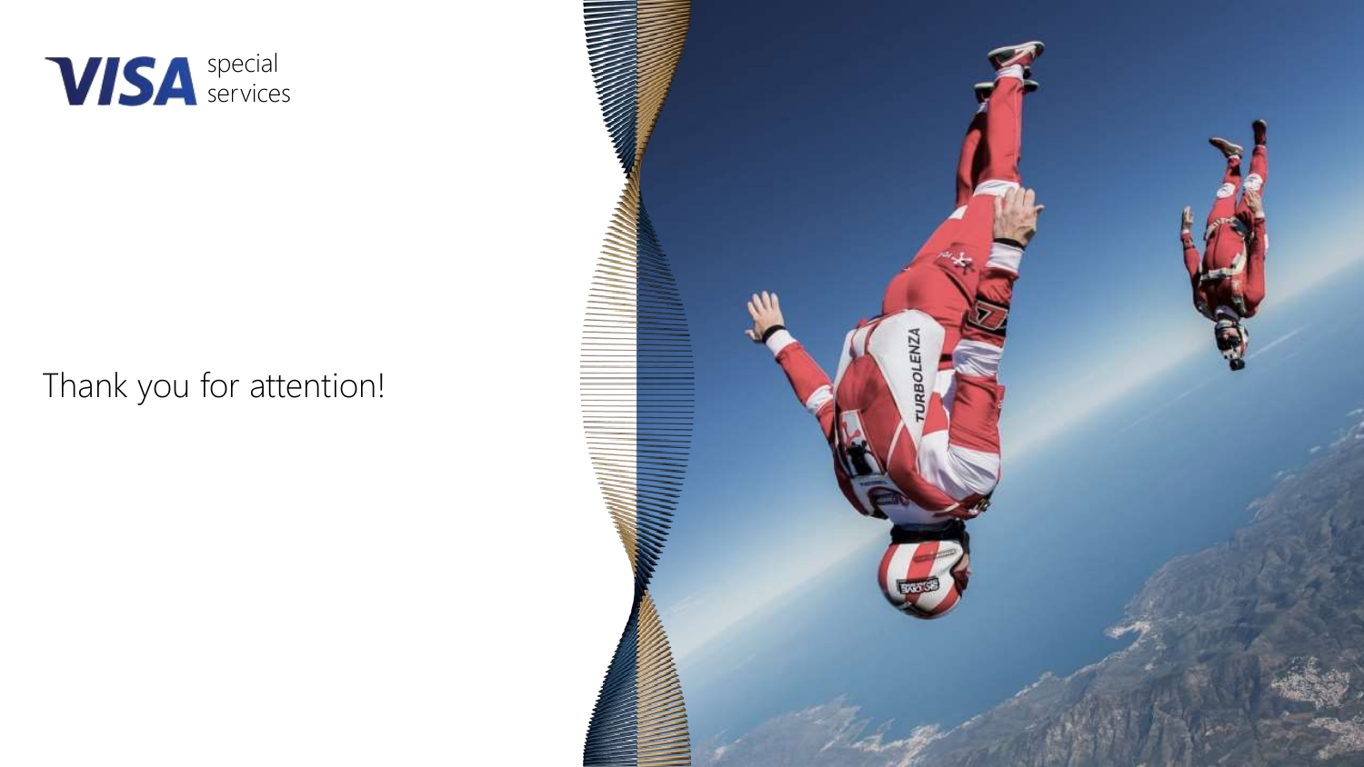VISA special services

Thank you for attention!